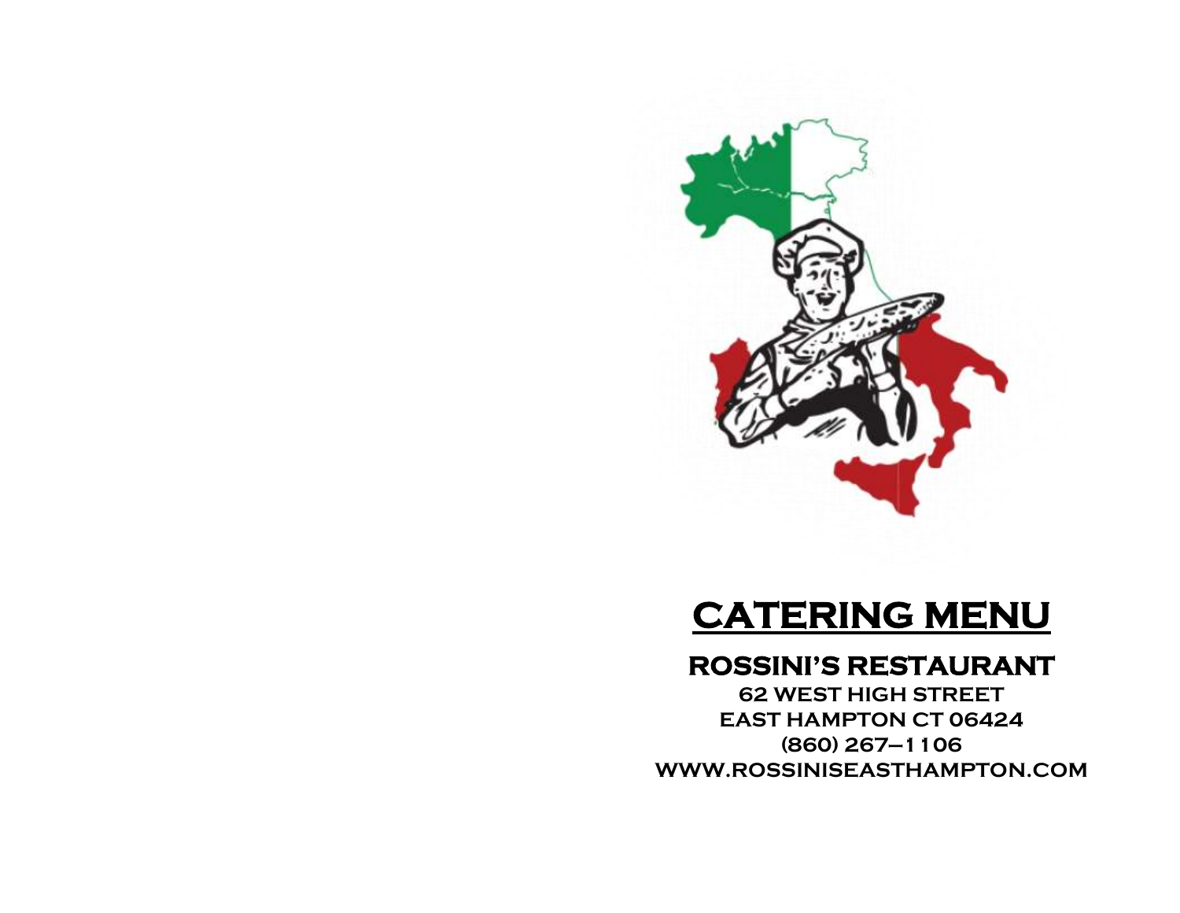# CATERING MENU

## ROSSINI'S RESTAURANT

**62 WEST HIGH STREET**
**EAST HAMPTON CT 06424**
**(860) 267–1106**
**WWW.ROSSINISEASTHAMPTON.COM**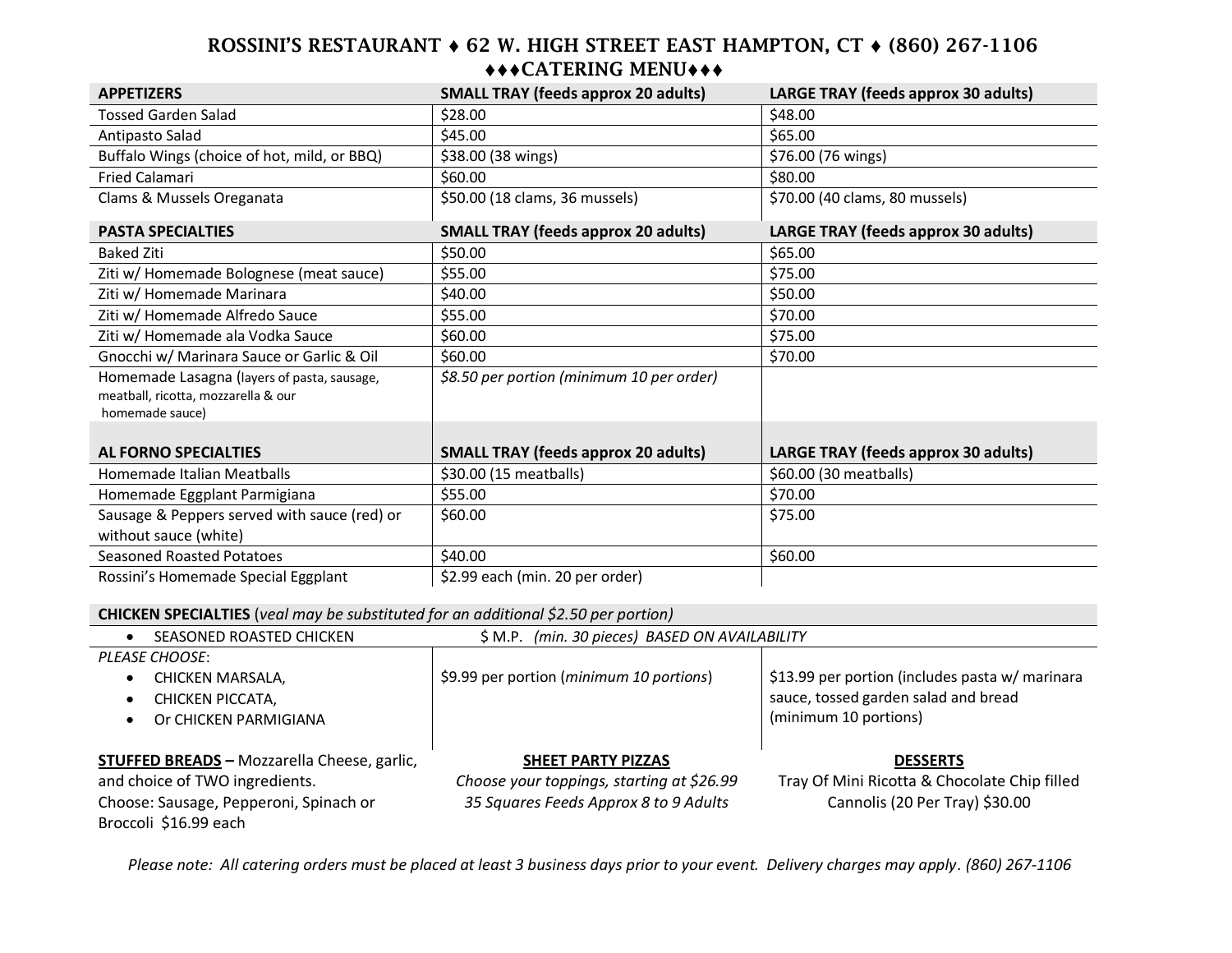# ROSSINI'S RESTAURANT ♦ 62 W. HIGH STREET EAST HAMPTON, CT ♦ (860) 267-1106

## ♦♦♦CATERING MENU♦♦♦

| APPETIZERS | SMALL TRAY (feeds approx 20 adults) | LARGE TRAY (feeds approx 30 adults) |
|---|---|---|
| Tossed Garden Salad | $28.00 | $48.00 |
| Antipasto Salad | $45.00 | $65.00 |
| Buffalo Wings (choice of hot, mild, or BBQ) | $38.00 (38 wings) | $76.00 (76 wings) |
| Fried Calamari | $60.00 | $80.00 |
| Clams & Mussels Oreganata | $50.00 (18 clams, 36 mussels) | $70.00 (40 clams, 80 mussels) |
| **PASTA SPECIALTIES** | **SMALL TRAY (feeds approx 20 adults)** | **LARGE TRAY (feeds approx 30 adults)** |
| Baked Ziti | $50.00 | $65.00 |
| Ziti w/ Homemade Bolognese (meat sauce) | $55.00 | $75.00 |
| Ziti w/ Homemade Marinara | $40.00 | $50.00 |
| Ziti w/ Homemade Alfredo Sauce | $55.00 | $70.00 |
| Ziti w/ Homemade ala Vodka Sauce | $60.00 | $75.00 |
| Gnocchi w/ Marinara Sauce or Garlic & Oil | $60.00 | $70.00 |
| Homemade Lasagna (layers of pasta, sausage, meatball, ricotta, mozzarella & our homemade sauce) | *$8.50 per portion (minimum 10 per order)* | |
| **AL FORNO SPECIALTIES** | **SMALL TRAY (feeds approx 20 adults)** | **LARGE TRAY (feeds approx 30 adults)** |
| Homemade Italian Meatballs | $30.00 (15 meatballs) | $60.00 (30 meatballs) |
| Homemade Eggplant Parmigiana | $55.00 | $70.00 |
| Sausage & Peppers served with sauce (red) or without sauce (white) | $60.00 | $75.00 |
| Seasoned Roasted Potatoes | $40.00 | $60.00 |
| Rossini's Homemade Special Eggplant | $2.99 each (min. 20 per order) | |

**CHICKEN SPECIALTIES** (*veal may be substituted for an additional $2.50 per portion)*

| | | |
|---|---|---|
| • SEASONED ROASTED CHICKEN | $ M.P. *(min. 30 pieces) BASED ON AVAILABILITY* | |
| *PLEASE CHOOSE*: • CHICKEN MARSALA, • CHICKEN PICCATA, • Or CHICKEN PARMIGIANA | $9.99 per portion (*minimum 10 portions*) | $13.99 per portion (includes pasta w/ marinara sauce, tossed garden salad and bread (minimum 10 portions) |

**STUFFED BREADS –** Mozzarella Cheese, garlic, and choice of TWO ingredients. Choose: Sausage, Pepperoni, Spinach or Broccoli $16.99 each

**SHEET PARTY PIZZAS**

*Choose your toppings, starting at $26.99*
*35 Squares Feeds Approx 8 to 9 Adults*

**DESSERTS**

Tray Of Mini Ricotta & Chocolate Chip filled Cannolis (20 Per Tray) $30.00

*Please note: All catering orders must be placed at least 3 business days prior to your event. Delivery charges may apply. (860) 267-1106*